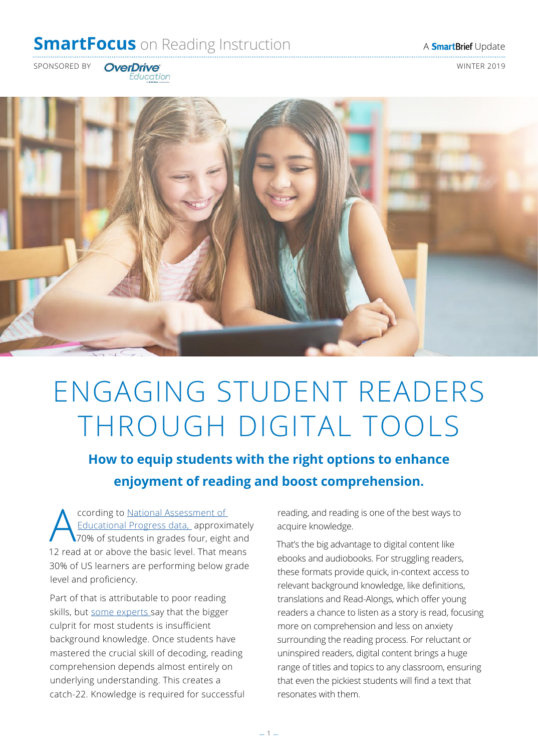# SmartFocus on Reading Instruction

A SmartBrief Update

SPONSORED BY OverDrive Education

WINTER 2019

# ENGAGING STUDENT READERS THROUGH DIGITAL TOOLS

## How to equip students with the right options to enhance enjoyment of reading and boost comprehension.

According to National Assessment of Educational Progress data, approximately 70% of students in grades four, eight and 12 read at or above the basic level. That means 30% of US learners are performing below grade level and proficiency.

Part of that is attributable to poor reading skills, but some experts say that the bigger culprit for most students is insufficient background knowledge. Once students have mastered the crucial skill of decoding, reading comprehension depends almost entirely on underlying understanding. This creates a catch-22. Knowledge is required for successful reading, and reading is one of the best ways to acquire knowledge.

That's the big advantage to digital content like ebooks and audiobooks. For struggling readers, these formats provide quick, in-context access to relevant background knowledge, like definitions, translations and Read-Alongs, which offer young readers a chance to listen as a story is read, focusing more on comprehension and less on anxiety surrounding the reading process. For reluctant or uninspired readers, digital content brings a huge range of titles and topics to any classroom, ensuring that even the pickiest students will find a text that resonates with them.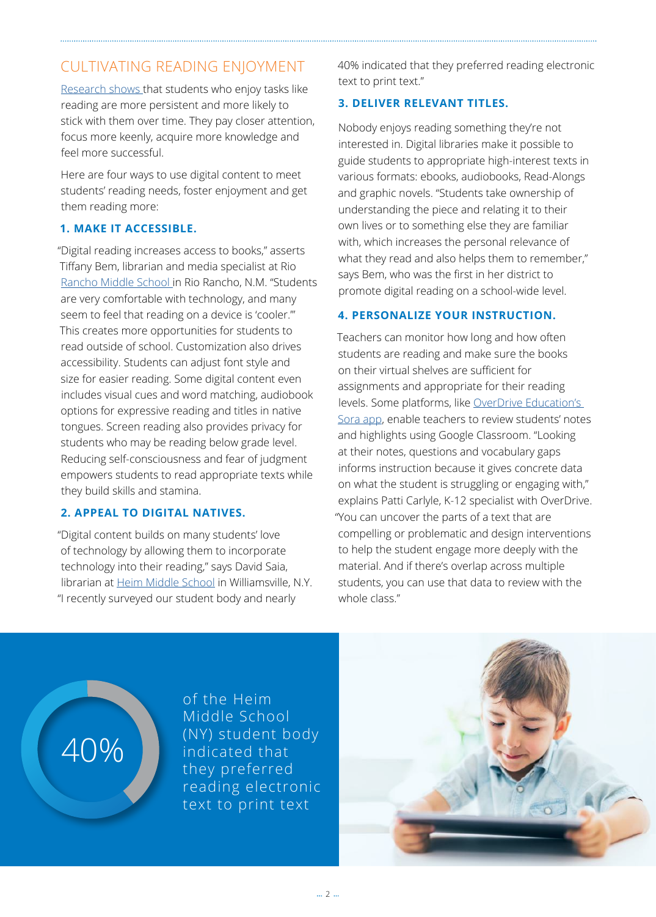## CULTIVATING READING ENJOYMENT

Research shows that students who enjoy tasks like reading are more persistent and more likely to stick with them over time. They pay closer attention, focus more keenly, acquire more knowledge and feel more successful.

Here are four ways to use digital content to meet students' reading needs, foster enjoyment and get them reading more:

### 1. MAKE IT ACCESSIBLE.

"Digital reading increases access to books," asserts Tiffany Bem, librarian and media specialist at Rio Rancho Middle School in Rio Rancho, N.M. "Students are very comfortable with technology, and many seem to feel that reading on a device is 'cooler.'" This creates more opportunities for students to read outside of school. Customization also drives accessibility. Students can adjust font style and size for easier reading. Some digital content even includes visual cues and word matching, audiobook options for expressive reading and titles in native tongues. Screen reading also provides privacy for students who may be reading below grade level. Reducing self-consciousness and fear of judgment empowers students to read appropriate texts while they build skills and stamina.

### 2. APPEAL TO DIGITAL NATIVES.

"Digital content builds on many students' love of technology by allowing them to incorporate technology into their reading," says David Saia, librarian at Heim Middle School in Williamsville, N.Y. "I recently surveyed our student body and nearly 40% indicated that they preferred reading electronic text to print text."

### 3. DELIVER RELEVANT TITLES.

Nobody enjoys reading something they're not interested in. Digital libraries make it possible to guide students to appropriate high-interest texts in various formats: ebooks, audiobooks, Read-Alongs and graphic novels. "Students take ownership of understanding the piece and relating it to their own lives or to something else they are familiar with, which increases the personal relevance of what they read and also helps them to remember," says Bem, who was the first in her district to promote digital reading on a school-wide level.

### 4. PERSONALIZE YOUR INSTRUCTION.

Teachers can monitor how long and how often students are reading and make sure the books on their virtual shelves are sufficient for assignments and appropriate for their reading levels. Some platforms, like OverDrive Education's Sora app, enable teachers to review students' notes and highlights using Google Classroom. "Looking at their notes, questions and vocabulary gaps informs instruction because it gives concrete data on what the student is struggling or engaging with," explains Patti Carlyle, K-12 specialist with OverDrive. "You can uncover the parts of a text that are compelling or problematic and design interventions to help the student engage more deeply with the material. And if there's overlap across multiple students, you can use that data to review with the whole class."

**40%** of the Heim Middle School (NY) student body indicated that they preferred reading electronic text to print text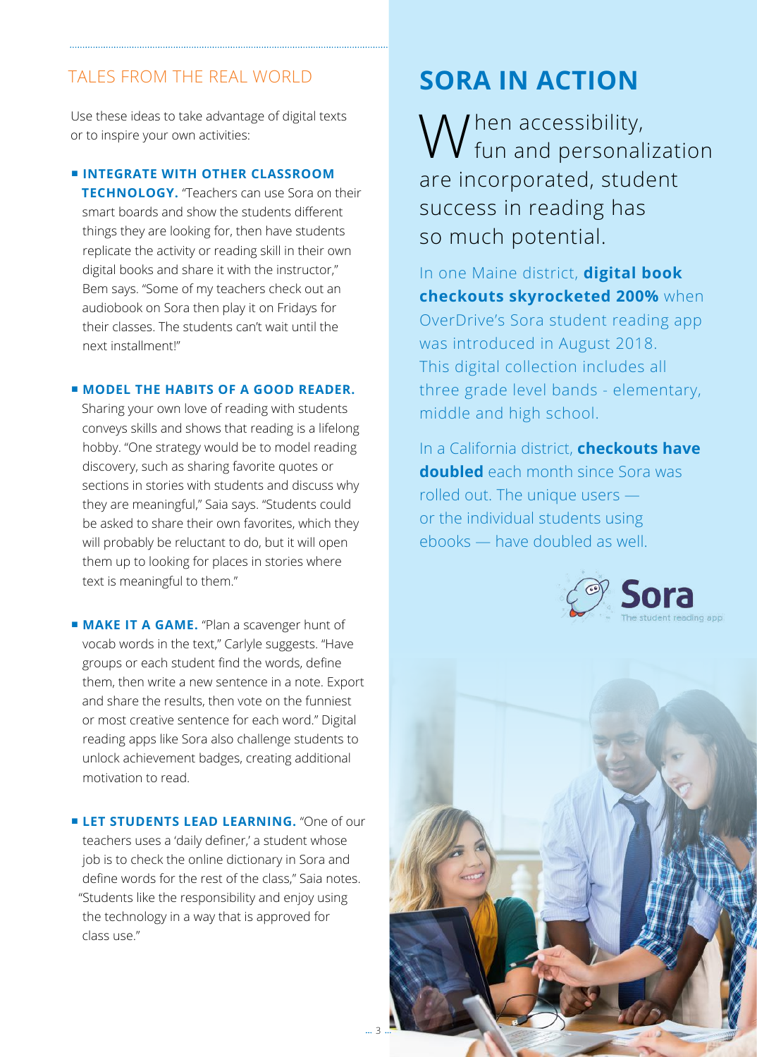## TALES FROM THE REAL WORLD

Use these ideas to take advantage of digital texts or to inspire your own activities:

- **INTEGRATE WITH OTHER CLASSROOM TECHNOLOGY.** "Teachers can use Sora on their smart boards and show the students different things they are looking for, then have students replicate the activity or reading skill in their own digital books and share it with the instructor," Bem says. "Some of my teachers check out an audiobook on Sora then play it on Fridays for their classes. The students can't wait until the next installment!"

- **MODEL THE HABITS OF A GOOD READER.** Sharing your own love of reading with students conveys skills and shows that reading is a lifelong hobby. "One strategy would be to model reading discovery, such as sharing favorite quotes or sections in stories with students and discuss why they are meaningful," Saia says. "Students could be asked to share their own favorites, which they will probably be reluctant to do, but it will open them up to looking for places in stories where text is meaningful to them."

- **MAKE IT A GAME.** "Plan a scavenger hunt of vocab words in the text," Carlyle suggests. "Have groups or each student find the words, define them, then write a new sentence in a note. Export and share the results, then vote on the funniest or most creative sentence for each word." Digital reading apps like Sora also challenge students to unlock achievement badges, creating additional motivation to read.

- **LET STUDENTS LEAD LEARNING.** "One of our teachers uses a 'daily definer,' a student whose job is to check the online dictionary in Sora and define words for the rest of the class," Saia notes. "Students like the responsibility and enjoy using the technology in a way that is approved for class use."

# SORA IN ACTION

When accessibility, fun and personalization are incorporated, student success in reading has so much potential.

In one Maine district, **digital book checkouts skyrocketed 200%** when OverDrive's Sora student reading app was introduced in August 2018. This digital collection includes all three grade level bands - elementary, middle and high school.

In a California district, **checkouts have doubled** each month since Sora was rolled out. The unique users — or the individual students using ebooks — have doubled as well.

Sora
The student reading app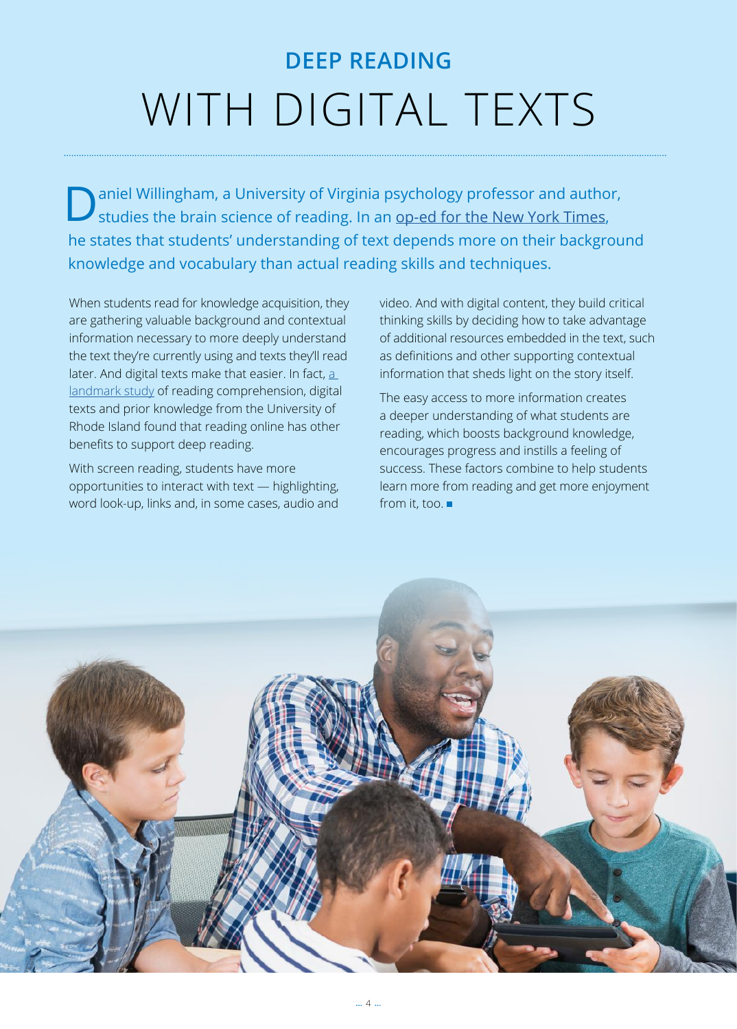# DEEP READING WITH DIGITAL TEXTS

Daniel Willingham, a University of Virginia psychology professor and author, studies the brain science of reading. In an op-ed for the New York Times, he states that students' understanding of text depends more on their background knowledge and vocabulary than actual reading skills and techniques.

When students read for knowledge acquisition, they are gathering valuable background and contextual information necessary to more deeply understand the text they're currently using and texts they'll read later. And digital texts make that easier. In fact, a landmark study of reading comprehension, digital texts and prior knowledge from the University of Rhode Island found that reading online has other benefits to support deep reading.

With screen reading, students have more opportunities to interact with text — highlighting, word look-up, links and, in some cases, audio and video. And with digital content, they build critical thinking skills by deciding how to take advantage of additional resources embedded in the text, such as definitions and other supporting contextual information that sheds light on the story itself.

The easy access to more information creates a deeper understanding of what students are reading, which boosts background knowledge, encourages progress and instills a feeling of success. These factors combine to help students learn more from reading and get more enjoyment from it, too. ■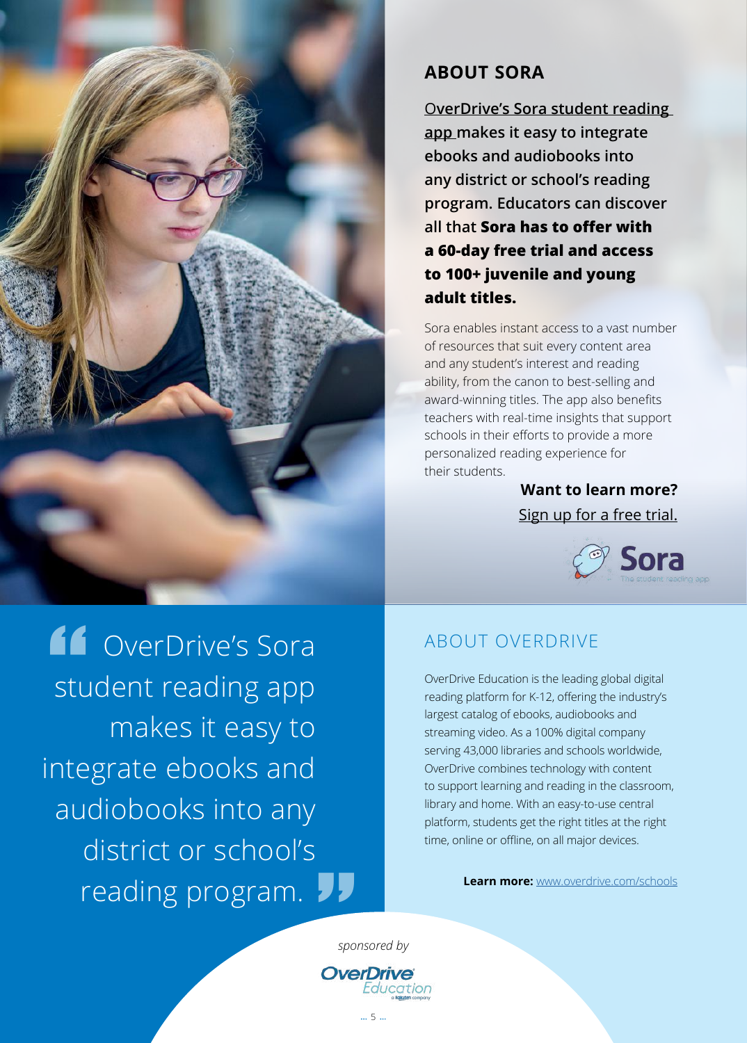## ABOUT SORA

OverDrive's Sora student reading app makes it easy to integrate ebooks and audiobooks into any district or school's reading program. Educators can discover all that **Sora has to offer with a 60-day free trial and access to 100+ juvenile and young adult titles.**

Sora enables instant access to a vast number of resources that suit every content area and any student's interest and reading ability, from the canon to best-selling and award-winning titles. The app also benefits teachers with real-time insights that support schools in their efforts to provide a more personalized reading experience for their students.

**Want to learn more?**

Sign up for a free trial.

Sora
The student reading app

> OverDrive's Sora student reading app makes it easy to integrate ebooks and audiobooks into any district or school's reading program.

## ABOUT OVERDRIVE

OverDrive Education is the leading global digital reading platform for K-12, offering the industry's largest catalog of ebooks, audiobooks and streaming video. As a 100% digital company serving 43,000 libraries and schools worldwide, OverDrive combines technology with content to support learning and reading in the classroom, library and home. With an easy-to-use central platform, students get the right titles at the right time, online or offline, on all major devices.

**Learn more:** www.overdrive.com/schools

*sponsored by*

OverDrive Education
a Rakuten company